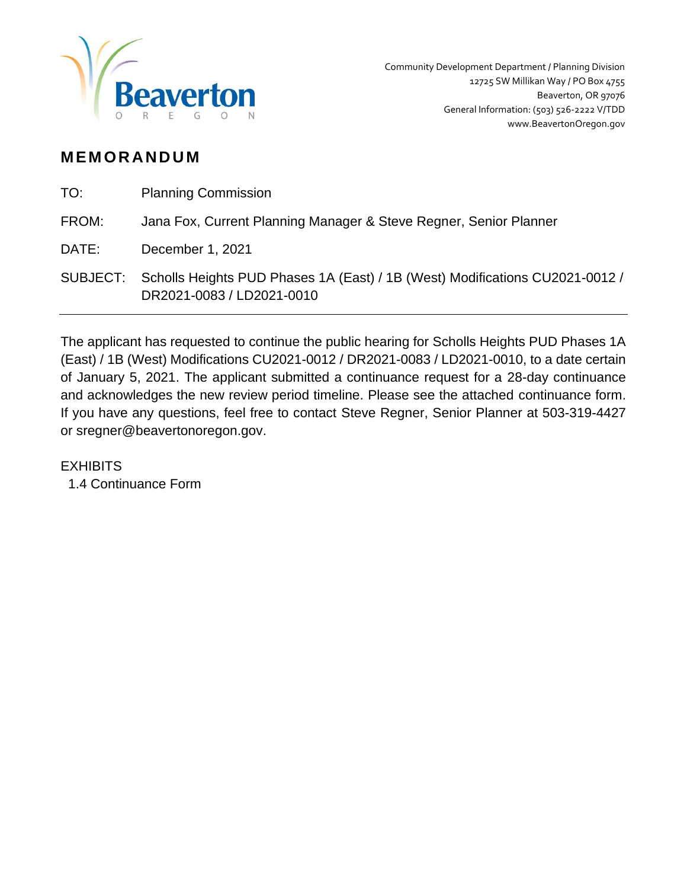Beaverton
OREGON

Community Development Department / Planning Division
12725 SW Millikan Way / PO Box 4755
Beaverton, OR 97076
General Information: (503) 526-2222 V/TDD
www.BeavertonOregon.gov

# MEMORANDUM

TO: Planning Commission

FROM: Jana Fox, Current Planning Manager & Steve Regner, Senior Planner

DATE: December 1, 2021

SUBJECT: Scholls Heights PUD Phases 1A (East) / 1B (West) Modifications CU2021-0012 / DR2021-0083 / LD2021-0010

---

The applicant has requested to continue the public hearing for Scholls Heights PUD Phases 1A (East) / 1B (West) Modifications CU2021-0012 / DR2021-0083 / LD2021-0010, to a date certain of January 5, 2021. The applicant submitted a continuance request for a 28-day continuance and acknowledges the new review period timeline. Please see the attached continuance form. If you have any questions, feel free to contact Steve Regner, Senior Planner at 503-319-4427 or sregner@beavertonoregon.gov.

EXHIBITS

1.4 Continuance Form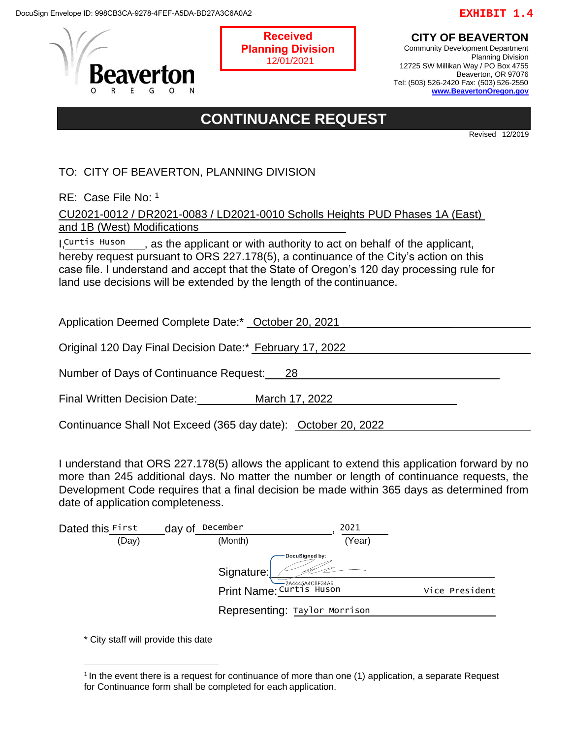DocuSign Envelope ID: 998CB3CA-9278-4FEF-A5DA-BD27A3C6A0A2

**EXHIBIT 1.4**

Beaverton
OREGON

**Received**
**Planning Division**
12/01/2021

**CITY OF BEAVERTON**
Community Development Department
Planning Division
12725 SW Millikan Way / PO Box 4755
Beaverton, OR 97076
Tel: (503) 526-2420 Fax: (503) 526-2550
www.BeavertonOregon.gov

# CONTINUANCE REQUEST

Revised 12/2019

TO: CITY OF BEAVERTON, PLANNING DIVISION

RE: Case File No: [1]

CU2021-0012 / DR2021-0083 / LD2021-0010 Scholls Heights PUD Phases 1A (East) and 1B (West) Modifications

I, Curtis Huson, as the applicant or with authority to act on behalf of the applicant, hereby request pursuant to ORS 227.178(5), a continuance of the City's action on this case file. I understand and accept that the State of Oregon's 120 day processing rule for land use decisions will be extended by the length of the continuance.

Application Deemed Complete Date:* October 20, 2021

Original 120 Day Final Decision Date:* February 17, 2022

Number of Days of Continuance Request: 28

Final Written Decision Date: March 17, 2022

Continuance Shall Not Exceed (365 day date): October 20, 2022

I understand that ORS 227.178(5) allows the applicant to extend this application forward by no more than 245 additional days. No matter the number or length of continuance requests, the Development Code requires that a final decision be made within 365 days as determined from date of application completeness.

Dated this First (Day) day of December (Month), 2021 (Year)

Signature: DocuSigned by: [signature] 2A4445A4C8F34A9

Print Name: Curtis Huson Vice President

Representing: Taylor Morrison

\* City staff will provide this date

[1] In the event there is a request for continuance of more than one (1) application, a separate Request for Continuance form shall be completed for each application.